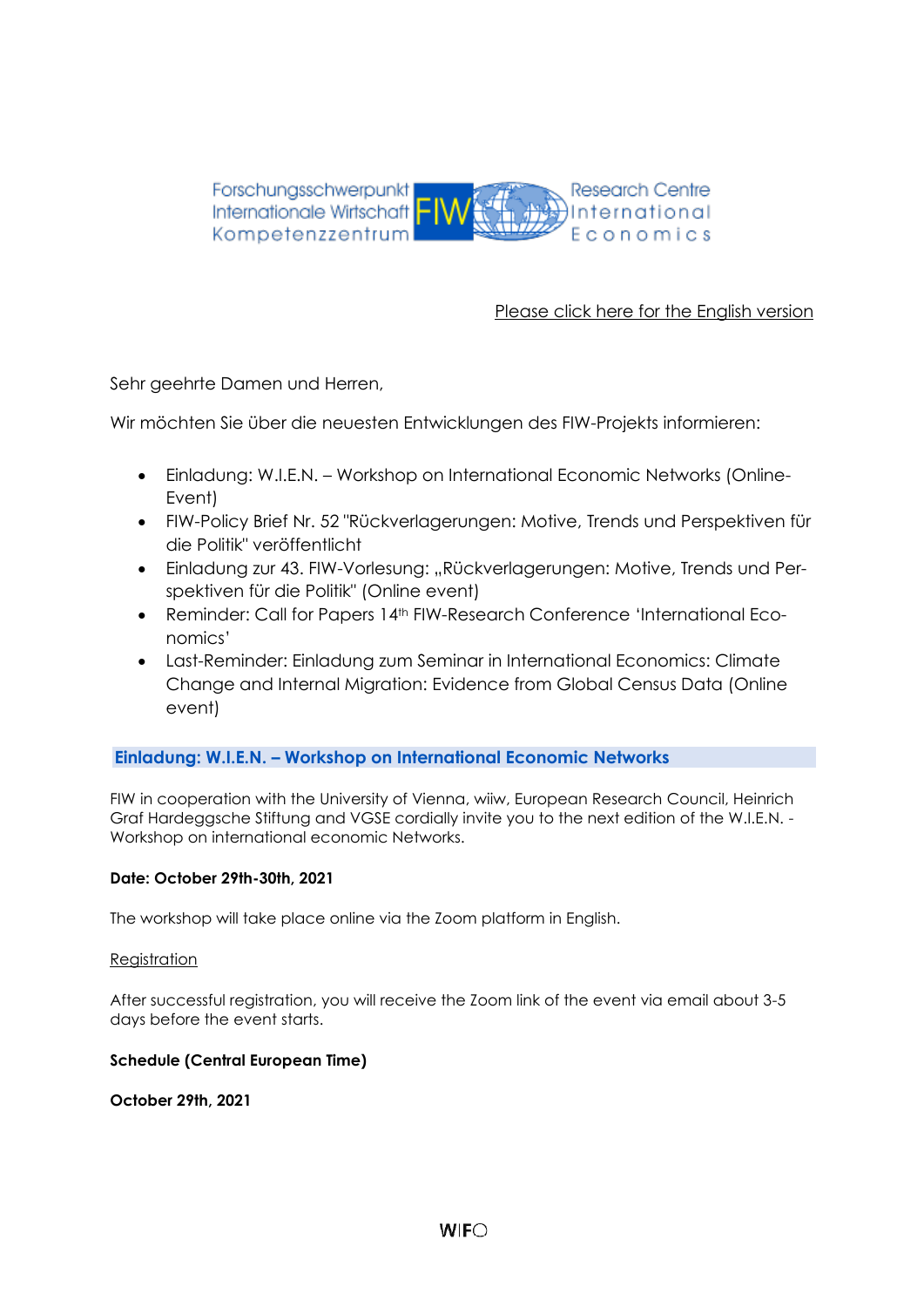Forschungsschwerpunkt Internationale Wirtschaft Kompetenzzentrum FIW Research Centre International Economics

Please click here for the English version

Sehr geehrte Damen und Herren,

Wir möchten Sie über die neuesten Entwicklungen des FIW-Projekts informieren:

- Einladung: W.I.E.N. – Workshop on International Economic Networks (Online-Event)
- FIW-Policy Brief Nr. 52 "Rückverlagerungen: Motive, Trends und Perspektiven für die Politik" veröffentlicht
- Einladung zur 43. FIW-Vorlesung: „Rückverlagerungen: Motive, Trends und Perspektiven für die Politik" (Online event)
- Reminder: Call for Papers 14th FIW-Research Conference 'International Economics'
- Last-Reminder: Einladung zum Seminar in International Economics: Climate Change and Internal Migration: Evidence from Global Census Data (Online event)

## Einladung: W.I.E.N. – Workshop on International Economic Networks

FIW in cooperation with the University of Vienna, wiiw, European Research Council, Heinrich Graf Hardeggsche Stiftung and VGSE cordially invite you to the next edition of the W.I.E.N. - Workshop on international economic Networks.

**Date: October 29th-30th, 2021**

The workshop will take place online via the Zoom platform in English.

Registration

After successful registration, you will receive the Zoom link of the event via email about 3-5 days before the event starts.

**Schedule (Central European Time)**

**October 29th, 2021**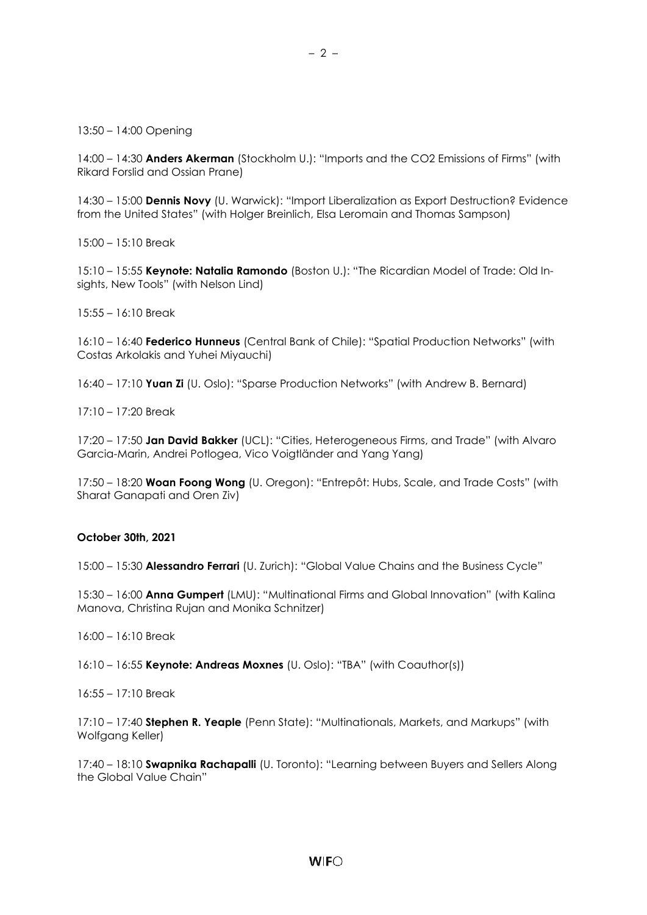13:50 – 14:00 Opening

14:00 – 14:30 **Anders Akerman** (Stockholm U.): "Imports and the $CO_2$ Emissions of Firms" (with Rikard Forslid and Ossian Prane)

14:30 – 15:00 **Dennis Novy** (U. Warwick): "Import Liberalization as Export Destruction? Evidence from the United States" (with Holger Breinlich, Elsa Leromain and Thomas Sampson)

15:00 – 15:10 Break

15:10 – 15:55 **Keynote: Natalia Ramondo** (Boston U.): "The Ricardian Model of Trade: Old Insights, New Tools" (with Nelson Lind)

15:55 – 16:10 Break

16:10 – 16:40 **Federico Hunneus** (Central Bank of Chile): "Spatial Production Networks" (with Costas Arkolakis and Yuhei Miyauchi)

16:40 – 17:10 **Yuan Zi** (U. Oslo): "Sparse Production Networks" (with Andrew B. Bernard)

17:10 – 17:20 Break

17:20 – 17:50 **Jan David Bakker** (UCL): "Cities, Heterogeneous Firms, and Trade" (with Alvaro Garcia-Marin, Andrei Potlogea, Vico Voigtländer and Yang Yang)

17:50 – 18:20 **Woan Foong Wong** (U. Oregon): "Entrepôt: Hubs, Scale, and Trade Costs" (with Sharat Ganapati and Oren Ziv)

**October 30th, 2021**

15:00 – 15:30 **Alessandro Ferrari** (U. Zurich): "Global Value Chains and the Business Cycle"

15:30 – 16:00 **Anna Gumpert** (LMU): "Multinational Firms and Global Innovation" (with Kalina Manova, Christina Rujan and Monika Schnitzer)

16:00 – 16:10 Break

16:10 – 16:55 **Keynote: Andreas Moxnes** (U. Oslo): "TBA" (with Coauthor(s))

16:55 – 17:10 Break

17:10 – 17:40 **Stephen R. Yeaple** (Penn State): "Multinationals, Markets, and Markups" (with Wolfgang Keller)

17:40 – 18:10 **Swapnika Rachapalli** (U. Toronto): "Learning between Buyers and Sellers Along the Global Value Chain"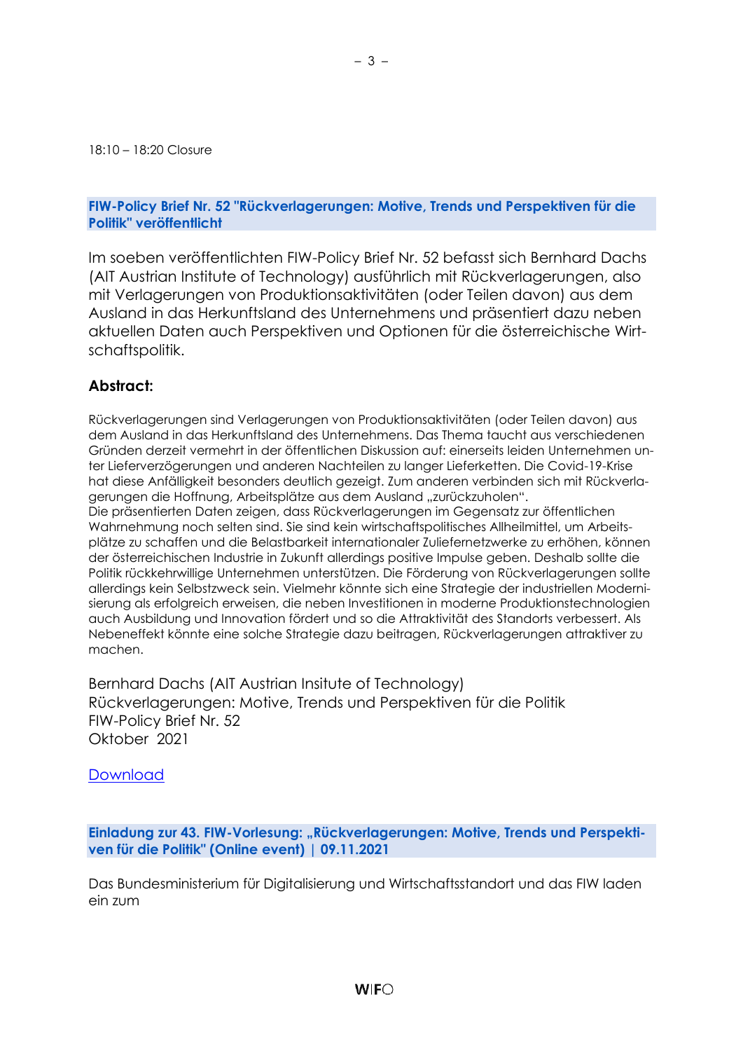18:10 – 18:20 Closure

### FIW-Policy Brief Nr. 52 "Rückverlagerungen: Motive, Trends und Perspektiven für die Politik" veröffentlicht

Im soeben veröffentlichten FIW-Policy Brief Nr. 52 befasst sich Bernhard Dachs (AIT Austrian Institute of Technology) ausführlich mit Rückverlagerungen, also mit Verlagerungen von Produktionsaktivitäten (oder Teilen davon) aus dem Ausland in das Herkunftsland des Unternehmens und präsentiert dazu neben aktuellen Daten auch Perspektiven und Optionen für die österreichische Wirtschaftspolitik.

**Abstract:**

Rückverlagerungen sind Verlagerungen von Produktionsaktivitäten (oder Teilen davon) aus dem Ausland in das Herkunftsland des Unternehmens. Das Thema taucht aus verschiedenen Gründen derzeit vermehrt in der öffentlichen Diskussion auf: einerseits leiden Unternehmen unter Lieferverzögerungen und anderen Nachteilen zu langer Lieferketten. Die Covid-19-Krise hat diese Anfälligkeit besonders deutlich gezeigt. Zum anderen verbinden sich mit Rückverlagerungen die Hoffnung, Arbeitsplätze aus dem Ausland „zurückzuholen".
Die präsentierten Daten zeigen, dass Rückverlagerungen im Gegensatz zur öffentlichen Wahrnehmung noch selten sind. Sie sind kein wirtschaftspolitisches Allheilmittel, um Arbeitsplätze zu schaffen und die Belastbarkeit internationaler Zuliefernetzwerke zu erhöhen, können der österreichischen Industrie in Zukunft allerdings positive Impulse geben. Deshalb sollte die Politik rückkehrwillige Unternehmen unterstützen. Die Förderung von Rückverlagerungen sollte allerdings kein Selbstzweck sein. Vielmehr könnte sich eine Strategie der industriellen Modernisierung als erfolgreich erweisen, die neben Investitionen in moderne Produktionstechnologien auch Ausbildung und Innovation fördert und so die Attraktivität des Standorts verbessert. Als Nebeneffekt könnte eine solche Strategie dazu beitragen, Rückverlagerungen attraktiver zu machen.

Bernhard Dachs (AIT Austrian Insitute of Technology)
Rückverlagerungen: Motive, Trends und Perspektiven für die Politik
FIW-Policy Brief Nr. 52
Oktober 2021

Download

### Einladung zur 43. FIW-Vorlesung: „Rückverlagerungen: Motive, Trends und Perspektiven für die Politik" (Online event) | 09.11.2021

Das Bundesministerium für Digitalisierung und Wirtschaftsstandort und das FIW laden ein zum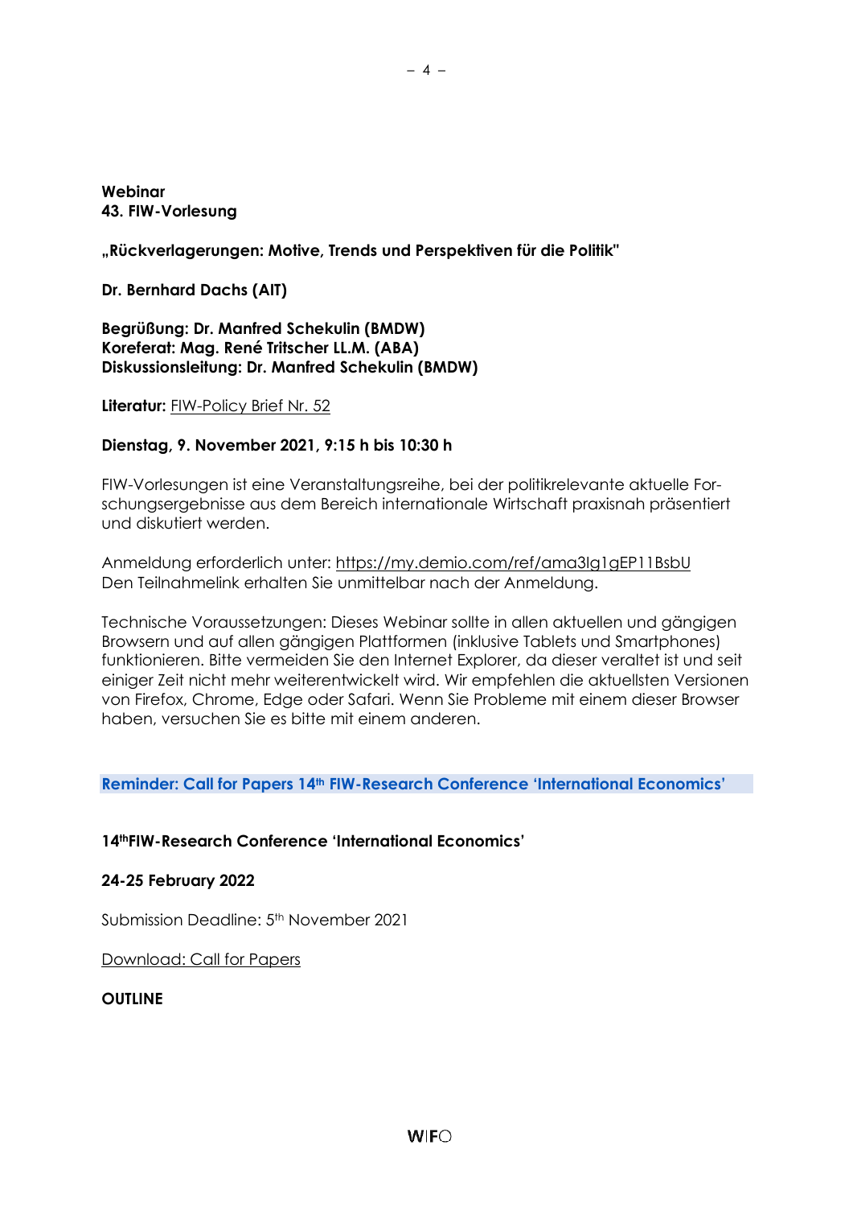**Webinar**
**43. FIW-Vorlesung**

**„Rückverlagerungen: Motive, Trends und Perspektiven für die Politik"**

**Dr. Bernhard Dachs (AIT)**

**Begrüßung: Dr. Manfred Schekulin (BMDW)**
**Koreferat: Mag. René Tritscher LL.M. (ABA)**
**Diskussionsleitung: Dr. Manfred Schekulin (BMDW)**

**Literatur:** FIW-Policy Brief Nr. 52

**Dienstag, 9. November 2021, 9:15 h bis 10:30 h**

FIW-Vorlesungen ist eine Veranstaltungsreihe, bei der politikrelevante aktuelle Forschungsergebnisse aus dem Bereich internationale Wirtschaft praxisnah präsentiert und diskutiert werden.

Anmeldung erforderlich unter: https://my.demio.com/ref/ama3Ig1gEP11BsbU
Den Teilnahmelink erhalten Sie unmittelbar nach der Anmeldung.

Technische Voraussetzungen: Dieses Webinar sollte in allen aktuellen und gängigen Browsern und auf allen gängigen Plattformen (inklusive Tablets und Smartphones) funktionieren. Bitte vermeiden Sie den Internet Explorer, da dieser veraltet ist und seit einiger Zeit nicht mehr weiterentwickelt wird. Wir empfehlen die aktuellsten Versionen von Firefox, Chrome, Edge oder Safari. Wenn Sie Probleme mit einem dieser Browser haben, versuchen Sie es bitte mit einem anderen.

## Reminder: Call for Papers 14th FIW-Research Conference 'International Economics'

**14th FIW-Research Conference 'International Economics'**

**24-25 February 2022**

Submission Deadline: 5th November 2021

Download: Call for Papers

**OUTLINE**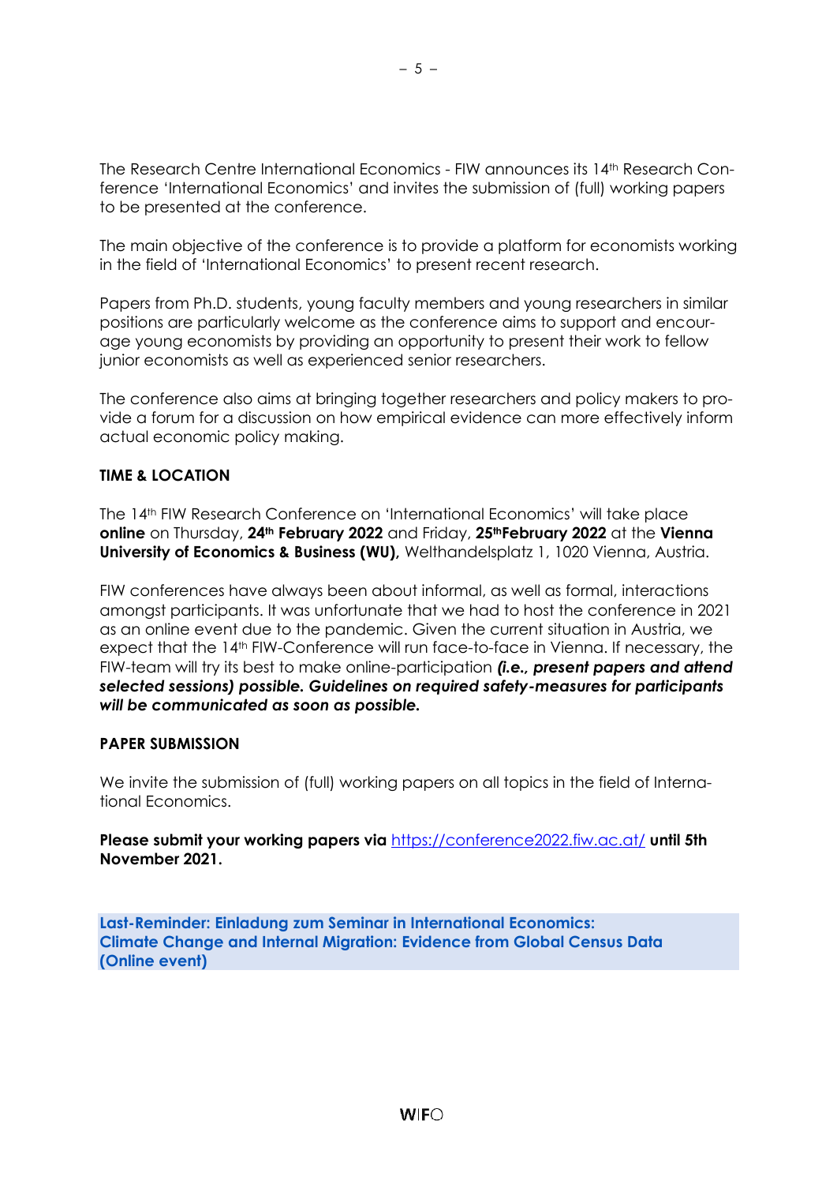The Research Centre International Economics - FIW announces its 14th Research Conference 'International Economics' and invites the submission of (full) working papers to be presented at the conference.

The main objective of the conference is to provide a platform for economists working in the field of 'International Economics' to present recent research.

Papers from Ph.D. students, young faculty members and young researchers in similar positions are particularly welcome as the conference aims to support and encourage young economists by providing an opportunity to present their work to fellow junior economists as well as experienced senior researchers.

The conference also aims at bringing together researchers and policy makers to provide a forum for a discussion on how empirical evidence can more effectively inform actual economic policy making.

**TIME & LOCATION**

The 14th FIW Research Conference on 'International Economics' will take place **online** on Thursday, **24th February 2022** and Friday, **25th February 2022** at the **Vienna University of Economics & Business (WU),** Welthandelsplatz 1, 1020 Vienna, Austria.

FIW conferences have always been about informal, as well as formal, interactions amongst participants. It was unfortunate that we had to host the conference in 2021 as an online event due to the pandemic. Given the current situation in Austria, we expect that the 14th FIW-Conference will run face-to-face in Vienna. If necessary, the FIW-team will try its best to make online-participation ***(i.e., present papers and attend selected sessions) possible. Guidelines on required safety-measures for participants will be communicated as soon as possible.***

**PAPER SUBMISSION**

We invite the submission of (full) working papers on all topics in the field of International Economics.

**Please submit your working papers via** https://conference2022.fiw.ac.at/ **until 5th November 2021.**

**Last-Reminder: Einladung zum Seminar in International Economics: Climate Change and Internal Migration: Evidence from Global Census Data (Online event)**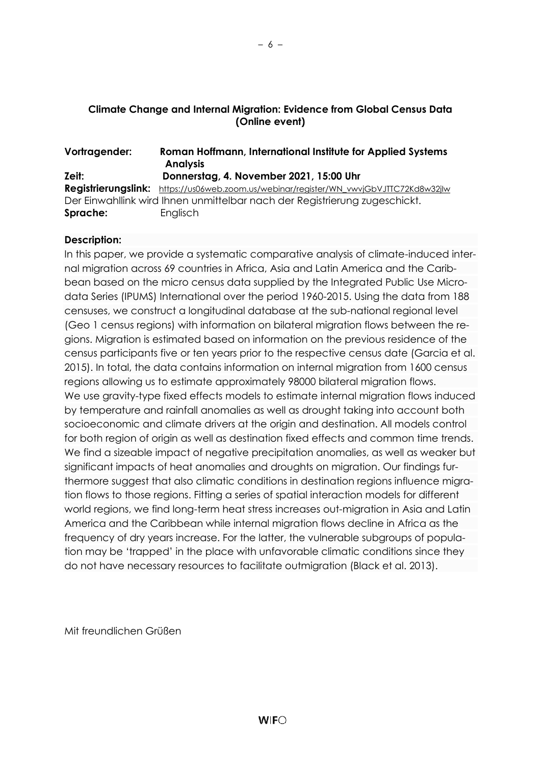**Climate Change and Internal Migration: Evidence from Global Census Data (Online event)**

**Vortragender:** **Roman Hoffmann, International Institute for Applied Systems Analysis**
**Zeit:** **Donnerstag, 4. November 2021, 15:00 Uhr**
**Registrierungslink:** https://us06web.zoom.us/webinar/register/WN_vwvjGbVJTTC72Kd8w32jlw
Der Einwahllink wird Ihnen unmittelbar nach der Registrierung zugeschickt.
**Sprache:** Englisch

**Description:**

In this paper, we provide a systematic comparative analysis of climate-induced internal migration across 69 countries in Africa, Asia and Latin America and the Caribbean based on the micro census data supplied by the Integrated Public Use Microdata Series (IPUMS) International over the period 1960-2015. Using the data from 188 censuses, we construct a longitudinal database at the sub-national regional level (Geo 1 census regions) with information on bilateral migration flows between the regions. Migration is estimated based on information on the previous residence of the census participants five or ten years prior to the respective census date (Garcia et al. 2015). In total, the data contains information on internal migration from 1600 census regions allowing us to estimate approximately 98000 bilateral migration flows.
We use gravity-type fixed effects models to estimate internal migration flows induced by temperature and rainfall anomalies as well as drought taking into account both socioeconomic and climate drivers at the origin and destination. All models control for both region of origin as well as destination fixed effects and common time trends. We find a sizeable impact of negative precipitation anomalies, as well as weaker but significant impacts of heat anomalies and droughts on migration. Our findings furthermore suggest that also climatic conditions in destination regions influence migration flows to those regions. Fitting a series of spatial interaction models for different world regions, we find long-term heat stress increases out-migration in Asia and Latin America and the Caribbean while internal migration flows decline in Africa as the frequency of dry years increase. For the latter, the vulnerable subgroups of population may be 'trapped' in the place with unfavorable climatic conditions since they do not have necessary resources to facilitate outmigration (Black et al. 2013).

Mit freundlichen Grüßen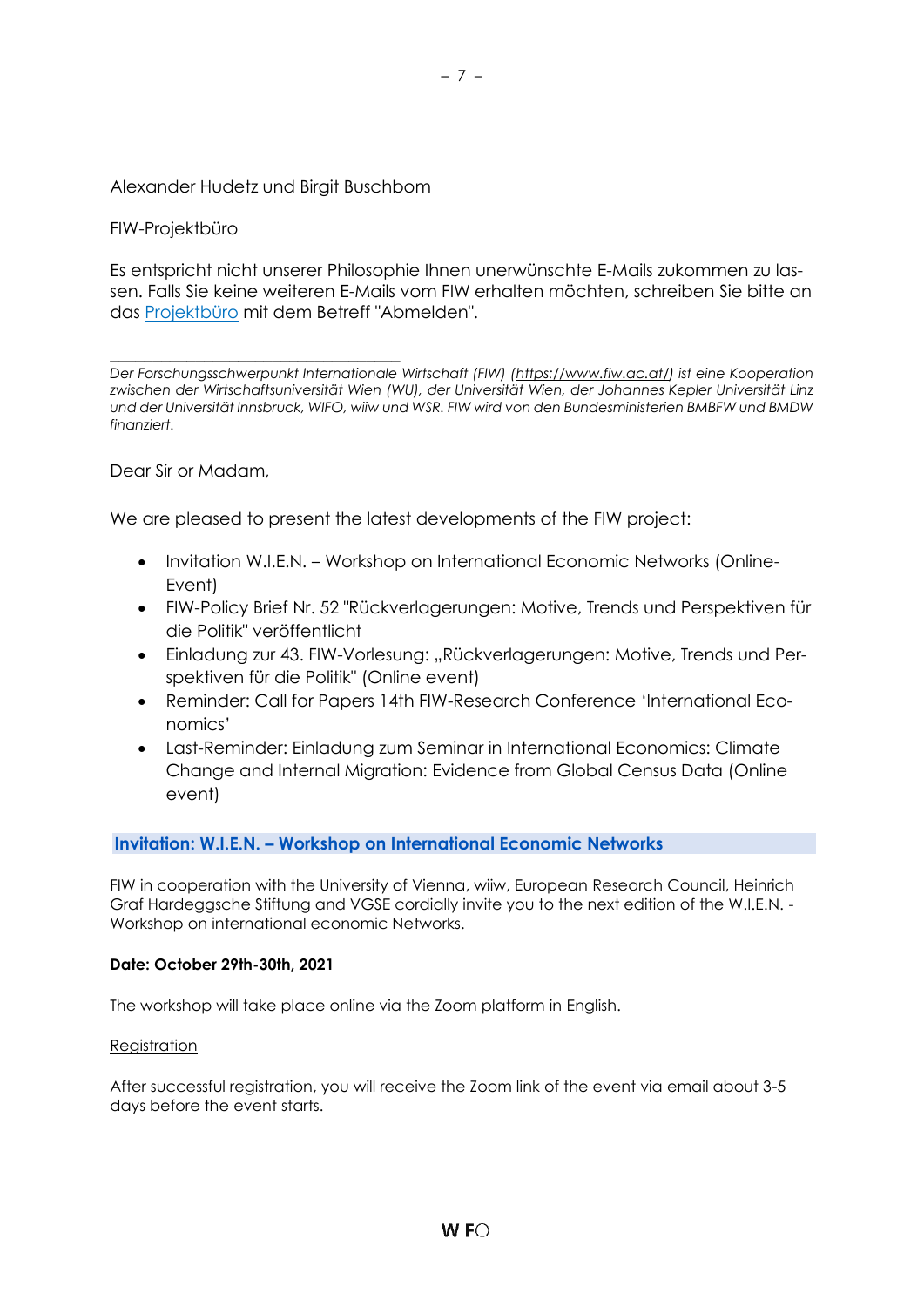Alexander Hudetz und Birgit Buschbom

FIW-Projektbüro

Es entspricht nicht unserer Philosophie Ihnen unerwünschte E-Mails zukommen zu lassen. Falls Sie keine weiteren E-Mails vom FIW erhalten möchten, schreiben Sie bitte an das [Projektbüro]() mit dem Betreff "Abmelden".

---

*Der Forschungsschwerpunkt Internationale Wirtschaft (FIW) (https://www.fiw.ac.at/) ist eine Kooperation zwischen der Wirtschaftsuniversität Wien (WU), der Universität Wien, der Johannes Kepler Universität Linz und der Universität Innsbruck, WIFO, wiiw und WSR. FIW wird von den Bundesministerien BMBFW und BMDW finanziert.*

Dear Sir or Madam,

We are pleased to present the latest developments of the FIW project:

- Invitation W.I.E.N. – Workshop on International Economic Networks (Online-Event)
- FIW-Policy Brief Nr. 52 "Rückverlagerungen: Motive, Trends und Perspektiven für die Politik" veröffentlicht
- Einladung zur 43. FIW-Vorlesung: „Rückverlagerungen: Motive, Trends und Perspektiven für die Politik" (Online event)
- Reminder: Call for Papers 14th FIW-Research Conference 'International Economics'
- Last-Reminder: Einladung zum Seminar in International Economics: Climate Change and Internal Migration: Evidence from Global Census Data (Online event)

## Invitation: W.I.E.N. – Workshop on International Economic Networks

FIW in cooperation with the University of Vienna, wiiw, European Research Council, Heinrich Graf Hardeggsche Stiftung and VGSE cordially invite you to the next edition of the W.I.E.N. - Workshop on international economic Networks.

**Date: October 29th-30th, 2021**

The workshop will take place online via the Zoom platform in English.

Registration

After successful registration, you will receive the Zoom link of the event via email about 3-5 days before the event starts.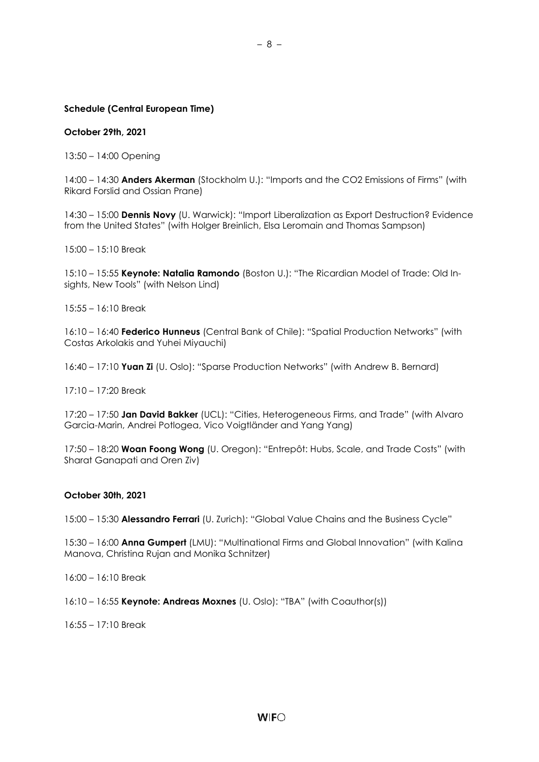**Schedule (Central European Time)**

**October 29th, 2021**

13:50 – 14:00 Opening

14:00 – 14:30 **Anders Akerman** (Stockholm U.): "Imports and the CO2 Emissions of Firms" (with Rikard Forslid and Ossian Prane)

14:30 – 15:00 **Dennis Novy** (U. Warwick): "Import Liberalization as Export Destruction? Evidence from the United States" (with Holger Breinlich, Elsa Leromain and Thomas Sampson)

15:00 – 15:10 Break

15:10 – 15:55 **Keynote: Natalia Ramondo** (Boston U.): "The Ricardian Model of Trade: Old Insights, New Tools" (with Nelson Lind)

15:55 – 16:10 Break

16:10 – 16:40 **Federico Hunneus** (Central Bank of Chile): "Spatial Production Networks" (with Costas Arkolakis and Yuhei Miyauchi)

16:40 – 17:10 **Yuan Zi** (U. Oslo): "Sparse Production Networks" (with Andrew B. Bernard)

17:10 – 17:20 Break

17:20 – 17:50 **Jan David Bakker** (UCL): "Cities, Heterogeneous Firms, and Trade" (with Alvaro Garcia-Marin, Andrei Potlogea, Vico Voigtländer and Yang Yang)

17:50 – 18:20 **Woan Foong Wong** (U. Oregon): "Entrepôt: Hubs, Scale, and Trade Costs" (with Sharat Ganapati and Oren Ziv)

**October 30th, 2021**

15:00 – 15:30 **Alessandro Ferrari** (U. Zurich): "Global Value Chains and the Business Cycle"

15:30 – 16:00 **Anna Gumpert** (LMU): "Multinational Firms and Global Innovation" (with Kalina Manova, Christina Rujan and Monika Schnitzer)

16:00 – 16:10 Break

16:10 – 16:55 **Keynote: Andreas Moxnes** (U. Oslo): "TBA" (with Coauthor(s))

16:55 – 17:10 Break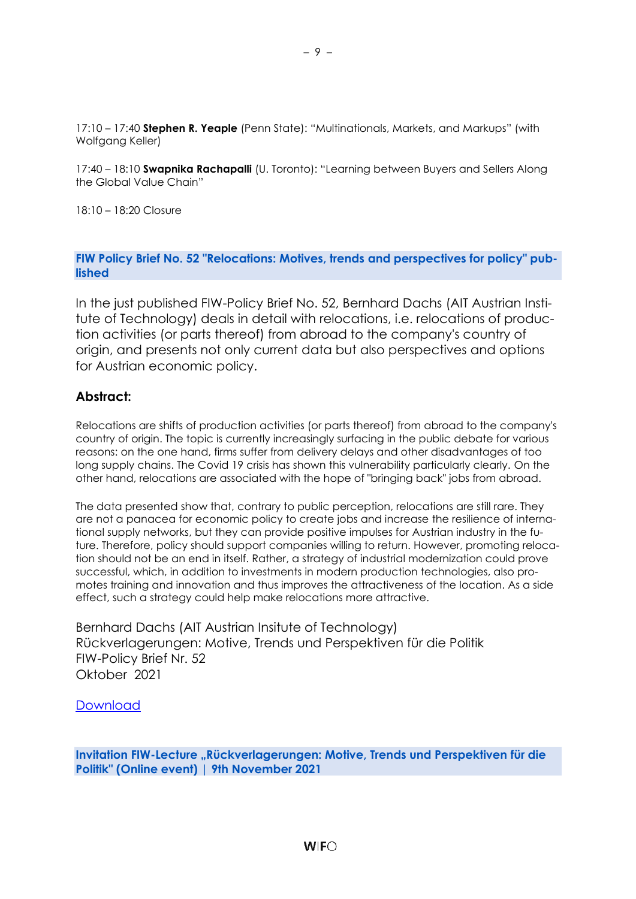17:10 – 17:40 **Stephen R. Yeaple** (Penn State): "Multinationals, Markets, and Markups" (with Wolfgang Keller)

17:40 – 18:10 **Swapnika Rachapalli** (U. Toronto): "Learning between Buyers and Sellers Along the Global Value Chain"

18:10 – 18:20 Closure

### FIW Policy Brief No. 52 "Relocations: Motives, trends and perspectives for policy" published

In the just published FIW-Policy Brief No. 52, Bernhard Dachs (AIT Austrian Institute of Technology) deals in detail with relocations, i.e. relocations of production activities (or parts thereof) from abroad to the company's country of origin, and presents not only current data but also perspectives and options for Austrian economic policy.

**Abstract:**

Relocations are shifts of production activities (or parts thereof) from abroad to the company's country of origin. The topic is currently increasingly surfacing in the public debate for various reasons: on the one hand, firms suffer from delivery delays and other disadvantages of too long supply chains. The Covid 19 crisis has shown this vulnerability particularly clearly. On the other hand, relocations are associated with the hope of "bringing back" jobs from abroad.

The data presented show that, contrary to public perception, relocations are still rare. They are not a panacea for economic policy to create jobs and increase the resilience of international supply networks, but they can provide positive impulses for Austrian industry in the future. Therefore, policy should support companies willing to return. However, promoting relocation should not be an end in itself. Rather, a strategy of industrial modernization could prove successful, which, in addition to investments in modern production technologies, also promotes training and innovation and thus improves the attractiveness of the location. As a side effect, such a strategy could help make relocations more attractive.

Bernhard Dachs (AIT Austrian Insitute of Technology)
Rückverlagerungen: Motive, Trends und Perspektiven für die Politik
FIW-Policy Brief Nr. 52
Oktober 2021

Download

### Invitation FIW-Lecture „Rückverlagerungen: Motive, Trends und Perspektiven für die Politik" (Online event) | 9th November 2021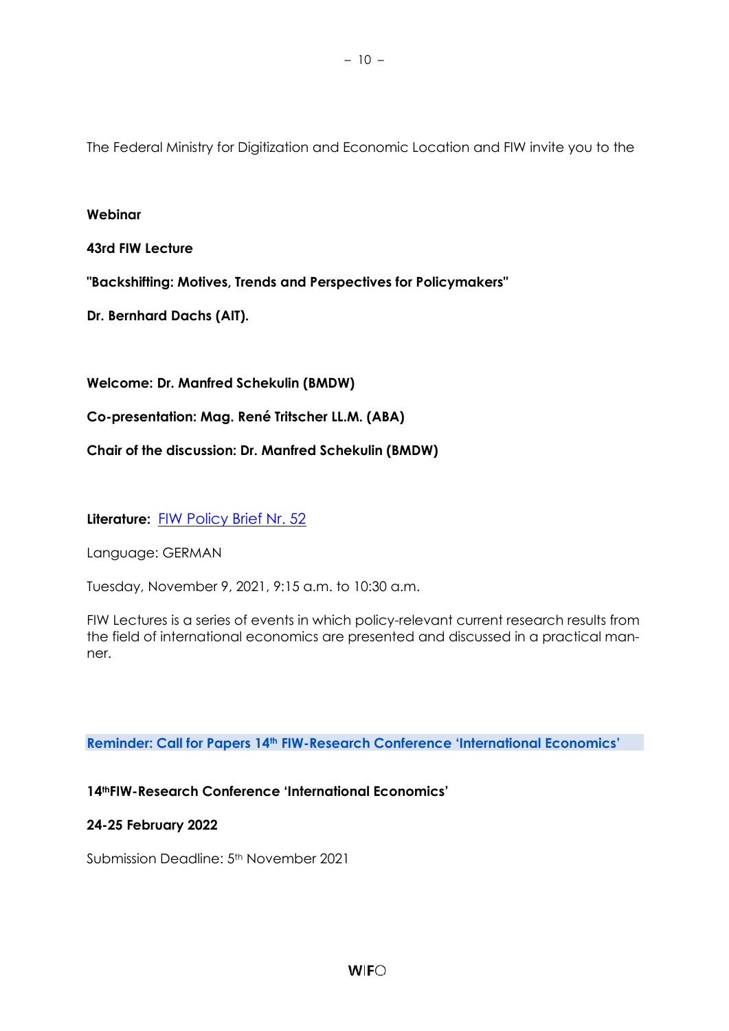The Federal Ministry for Digitization and Economic Location and FIW invite you to the

**Webinar**

**43rd FIW Lecture**

**"Backshifting: Motives, Trends and Perspectives for Policymakers"**

**Dr. Bernhard Dachs (AIT).**

**Welcome: Dr. Manfred Schekulin (BMDW)**

**Co-presentation: Mag. René Tritscher LL.M. (ABA)**

**Chair of the discussion: Dr. Manfred Schekulin (BMDW)**

**Literature:** FIW Policy Brief Nr. 52

Language: GERMAN

Tuesday, November 9, 2021, 9:15 a.m. to 10:30 a.m.

FIW Lectures is a series of events in which policy-relevant current research results from the field of international economics are presented and discussed in a practical manner.

## Reminder: Call for Papers 14th FIW-Research Conference 'International Economics'

**14thFIW-Research Conference 'International Economics'**

**24-25 February 2022**

Submission Deadline: 5th November 2021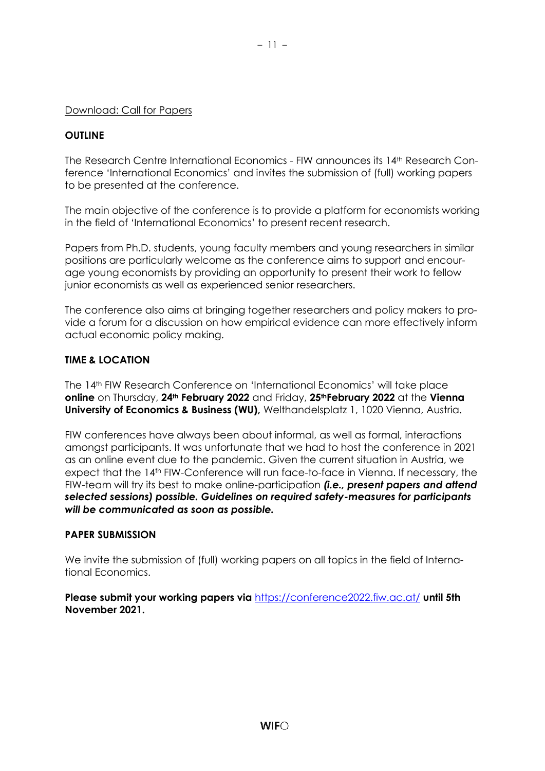Download: Call for Papers

**OUTLINE**

The Research Centre International Economics - FIW announces its 14th Research Conference 'International Economics' and invites the submission of (full) working papers to be presented at the conference.

The main objective of the conference is to provide a platform for economists working in the field of 'International Economics' to present recent research.

Papers from Ph.D. students, young faculty members and young researchers in similar positions are particularly welcome as the conference aims to support and encourage young economists by providing an opportunity to present their work to fellow junior economists as well as experienced senior researchers.

The conference also aims at bringing together researchers and policy makers to provide a forum for a discussion on how empirical evidence can more effectively inform actual economic policy making.

**TIME & LOCATION**

The 14th FIW Research Conference on 'International Economics' will take place **online** on Thursday, **24th February 2022** and Friday, **25th February 2022** at the **Vienna University of Economics & Business (WU),** Welthandelsplatz 1, 1020 Vienna, Austria.

FIW conferences have always been about informal, as well as formal, interactions amongst participants. It was unfortunate that we had to host the conference in 2021 as an online event due to the pandemic. Given the current situation in Austria, we expect that the 14th FIW-Conference will run face-to-face in Vienna. If necessary, the FIW-team will try its best to make online-participation ***(i.e., present papers and attend selected sessions) possible. Guidelines on required safety-measures for participants will be communicated as soon as possible.***

**PAPER SUBMISSION**

We invite the submission of (full) working papers on all topics in the field of International Economics.

**Please submit your working papers via** https://conference2022.fiw.ac.at/ **until 5th November 2021.**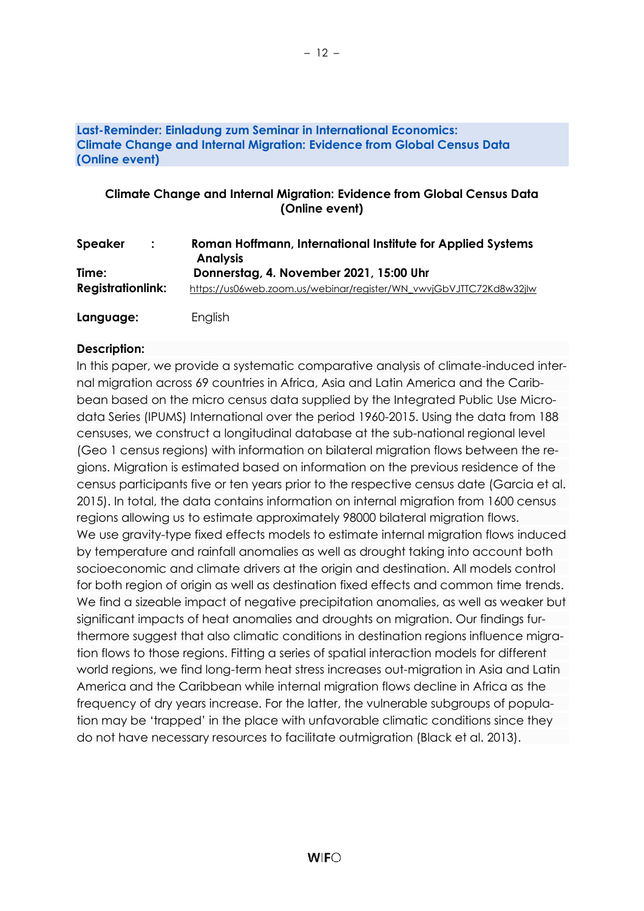## Last-Reminder: Einladung zum Seminar in International Economics: Climate Change and Internal Migration: Evidence from Global Census Data (Online event)

**Climate Change and Internal Migration: Evidence from Global Census Data (Online event)**

| | |
|---|---|
| **Speaker :** | **Roman Hoffmann, International Institute for Applied Systems Analysis** |
| **Time:** | **Donnerstag, 4. November 2021, 15:00 Uhr** |
| **Registrationlink:** | https://us06web.zoom.us/webinar/register/WN_vwvjGbVJTTC72Kd8w32jlw |
| **Language:** | English |

**Description:**

In this paper, we provide a systematic comparative analysis of climate-induced internal migration across 69 countries in Africa, Asia and Latin America and the Caribbean based on the micro census data supplied by the Integrated Public Use Microdata Series (IPUMS) International over the period 1960-2015. Using the data from 188 censuses, we construct a longitudinal database at the sub-national regional level (Geo 1 census regions) with information on bilateral migration flows between the regions. Migration is estimated based on information on the previous residence of the census participants five or ten years prior to the respective census date (Garcia et al. 2015). In total, the data contains information on internal migration from 1600 census regions allowing us to estimate approximately 98000 bilateral migration flows.

We use gravity-type fixed effects models to estimate internal migration flows induced by temperature and rainfall anomalies as well as drought taking into account both socioeconomic and climate drivers at the origin and destination. All models control for both region of origin as well as destination fixed effects and common time trends. We find a sizeable impact of negative precipitation anomalies, as well as weaker but significant impacts of heat anomalies and droughts on migration. Our findings furthermore suggest that also climatic conditions in destination regions influence migration flows to those regions. Fitting a series of spatial interaction models for different world regions, we find long-term heat stress increases out-migration in Asia and Latin America and the Caribbean while internal migration flows decline in Africa as the frequency of dry years increase. For the latter, the vulnerable subgroups of population may be 'trapped' in the place with unfavorable climatic conditions since they do not have necessary resources to facilitate outmigration (Black et al. 2013).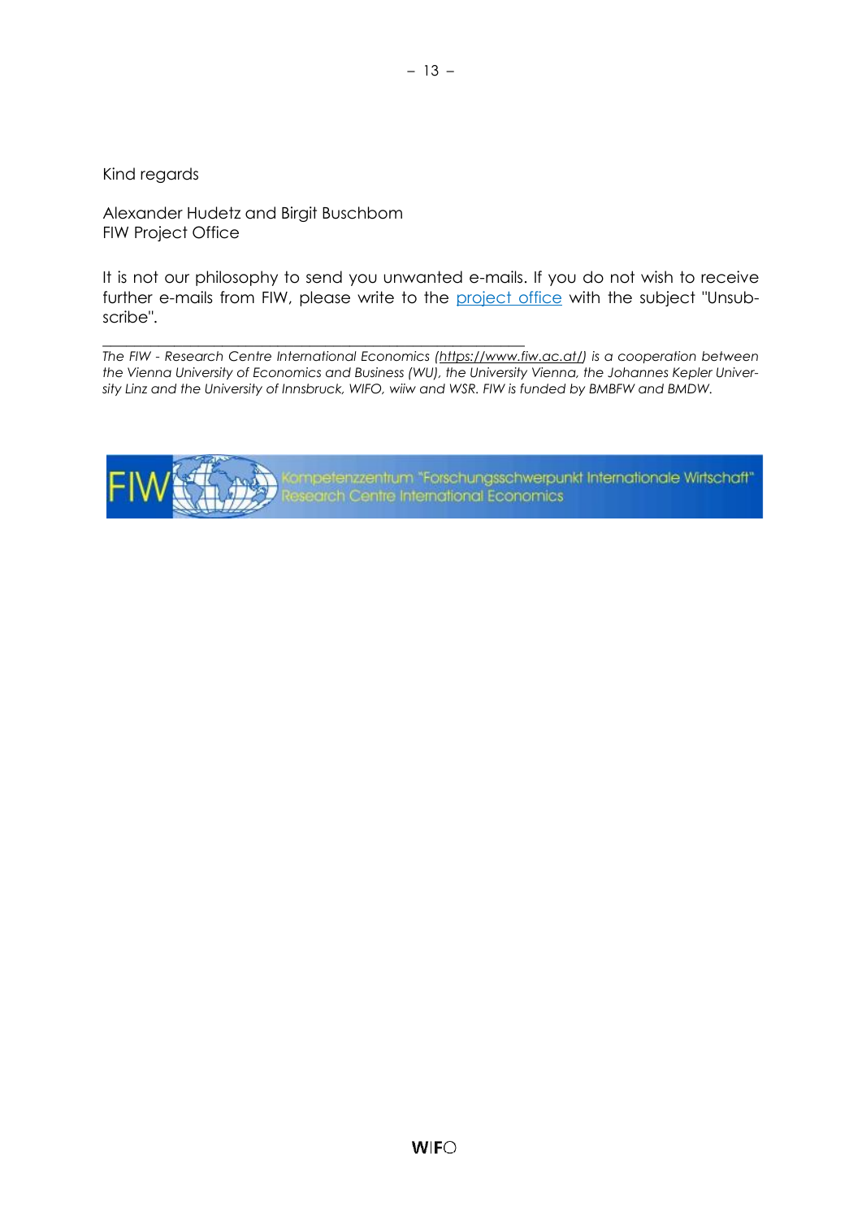Kind regards

Alexander Hudetz and Birgit Buschbom
FIW Project Office

It is not our philosophy to send you unwanted e-mails. If you do not wish to receive further e-mails from FIW, please write to the project office with the subject "Unsubscribe".

---

*The FIW - Research Centre International Economics (https://www.fiw.ac.at/) is a cooperation between the Vienna University of Economics and Business (WU), the University Vienna, the Johannes Kepler University Linz and the University of Innsbruck, WIFO, wiiw and WSR. FIW is funded by BMBFW and BMDW.*

FIW Kompetenzzentrum "Forschungsschwerpunkt Internationale Wirtschaft"
Research Centre International Economics